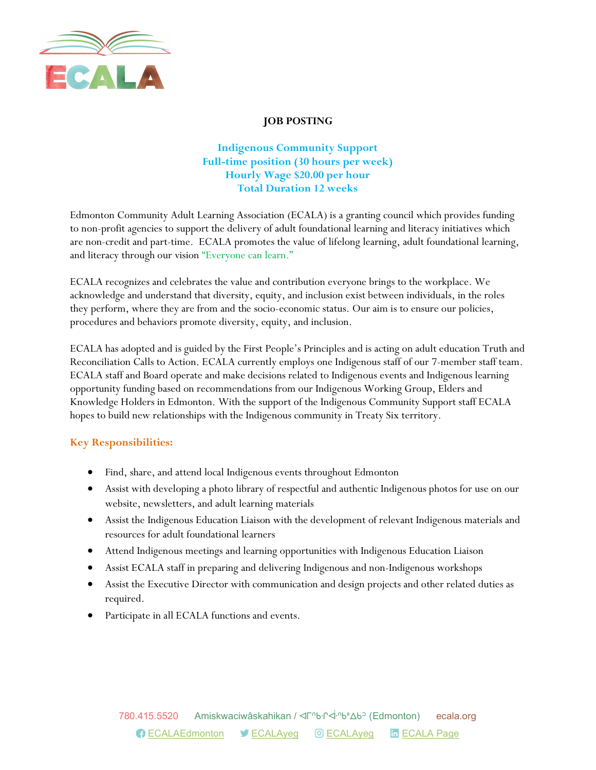ECALA

# JOB POSTING

## Indigenous Community Support
**Full-time position (30 hours per week)**
**Hourly Wage $20.00 per hour**
**Total Duration 12 weeks**

Edmonton Community Adult Learning Association (ECALA) is a granting council which provides funding to non-profit agencies to support the delivery of adult foundational learning and literacy initiatives which are non-credit and part-time. ECALA promotes the value of lifelong learning, adult foundational learning, and literacy through our vision "Everyone can learn."

ECALA recognizes and celebrates the value and contribution everyone brings to the workplace. We acknowledge and understand that diversity, equity, and inclusion exist between individuals, in the roles they perform, where they are from and the socio-economic status. Our aim is to ensure our policies, procedures and behaviors promote diversity, equity, and inclusion.

ECALA has adopted and is guided by the First People's Principles and is acting on adult education Truth and Reconciliation Calls to Action. ECALA currently employs one Indigenous staff of our 7-member staff team. ECALA staff and Board operate and make decisions related to Indigenous events and Indigenous learning opportunity funding based on recommendations from our Indigenous Working Group, Elders and Knowledge Holders in Edmonton. With the support of the Indigenous Community Support staff ECALA hopes to build new relationships with the Indigenous community in Treaty Six territory.

### Key Responsibilities:

- Find, share, and attend local Indigenous events throughout Edmonton
- Assist with developing a photo library of respectful and authentic Indigenous photos for use on our website, newsletters, and adult learning materials
- Assist the Indigenous Education Liaison with the development of relevant Indigenous materials and resources for adult foundational learners
- Attend Indigenous meetings and learning opportunities with Indigenous Education Liaison
- Assist ECALA staff in preparing and delivering Indigenous and non-Indigenous workshops
- Assist the Executive Director with communication and design projects and other related duties as required.
- Participate in all ECALA functions and events.

780.415.5520 Amiskwaciwâskahikan / ᐊᒥᐢᑲᐧᒋᐋᐧᐢᑲᐦᐃᑲᐣ (Edmonton) ecala.org

ECALAEdmonton ECALAyeg ECALAyeg ECALA Page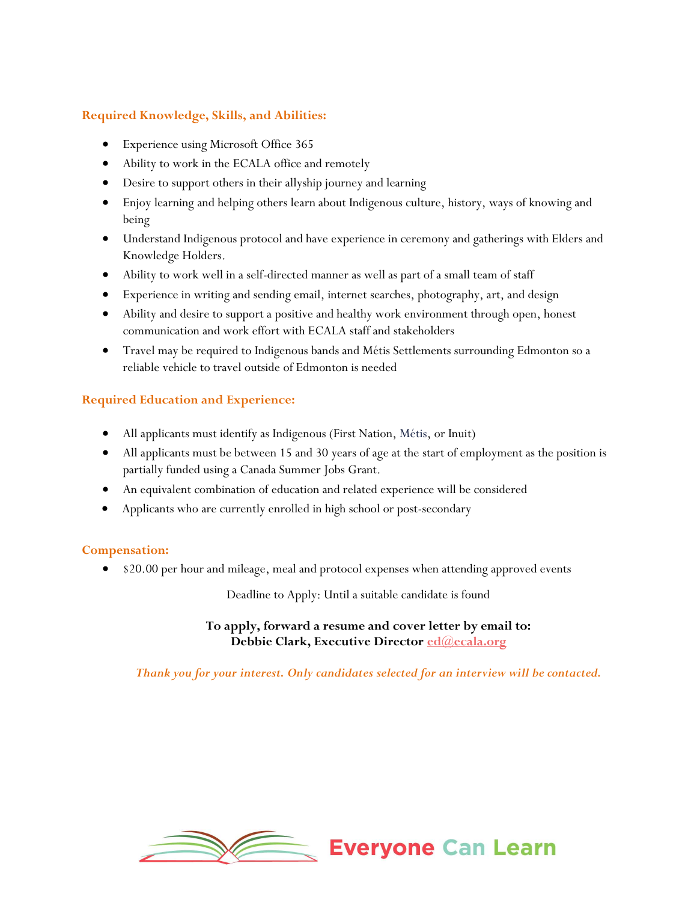## Required Knowledge, Skills, and Abilities:

- Experience using Microsoft Office 365
- Ability to work in the ECALA office and remotely
- Desire to support others in their allyship journey and learning
- Enjoy learning and helping others learn about Indigenous culture, history, ways of knowing and being
- Understand Indigenous protocol and have experience in ceremony and gatherings with Elders and Knowledge Holders.
- Ability to work well in a self-directed manner as well as part of a small team of staff
- Experience in writing and sending email, internet searches, photography, art, and design
- Ability and desire to support a positive and healthy work environment through open, honest communication and work effort with ECALA staff and stakeholders
- Travel may be required to Indigenous bands and Métis Settlements surrounding Edmonton so a reliable vehicle to travel outside of Edmonton is needed

## Required Education and Experience:

- All applicants must identify as Indigenous (First Nation, Métis, or Inuit)
- All applicants must be between 15 and 30 years of age at the start of employment as the position is partially funded using a Canada Summer Jobs Grant.
- An equivalent combination of education and related experience will be considered
- Applicants who are currently enrolled in high school or post-secondary

## Compensation:

- $20.00 per hour and mileage, meal and protocol expenses when attending approved events

Deadline to Apply: Until a suitable candidate is found

**To apply, forward a resume and cover letter by email to:**
**Debbie Clark, Executive Director** ed@ecala.org

*Thank you for your interest. Only candidates selected for an interview will be contacted.*

Everyone Can Learn